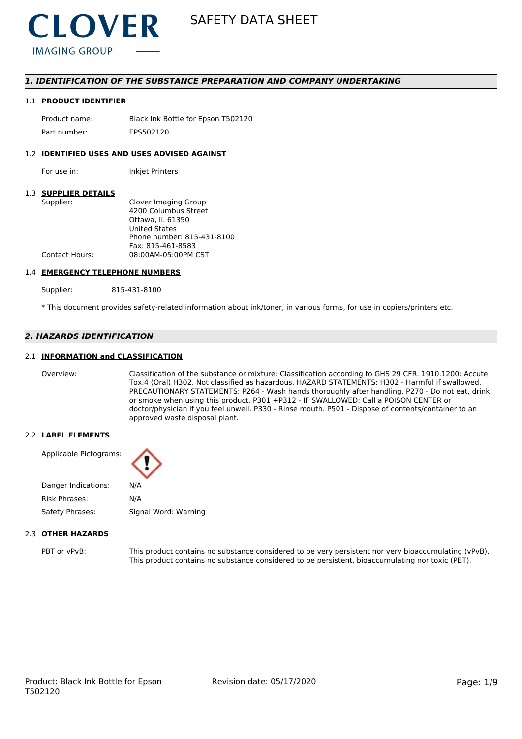CLOVER IMAGING GROUP

# SAFETY DATA SHEET

## 1. IDENTIFICATION OF THE SUBSTANCE PREPARATION AND COMPANY UNDERTAKING

### 1.1 PRODUCT IDENTIFIER

Product name: Black Ink Bottle for Epson T502120

Part number: EPS502120

### 1.2 IDENTIFIED USES AND USES ADVISED AGAINST

For use in: Inkjet Printers

### 1.3 SUPPLIER DETAILS

Supplier: Clover Imaging Group
4200 Columbus Street
Ottawa, IL 61350
United States
Phone number: 815-431-8100
Fax: 815-461-8583

Contact Hours: 08:00AM-05:00PM CST

### 1.4 EMERGENCY TELEPHONE NUMBERS

Supplier: 815-431-8100

* This document provides safety-related information about ink/toner, in various forms, for use in copiers/printers etc.

## 2. HAZARDS IDENTIFICATION

### 2.1 INFORMATION and CLASSIFICATION

Overview: Classification of the substance or mixture: Classification according to GHS 29 CFR. 1910.1200: Accute Tox.4 (Oral) H302. Not classified as hazardous. HAZARD STATEMENTS: H302 - Harmful if swallowed. PRECAUTIONARY STATEMENTS: P264 - Wash hands thoroughly after handling. P270 - Do not eat, drink or smoke when using this product. P301 +P312 - IF SWALLOWED: Call a POISON CENTER or doctor/physician if you feel unwell. P330 - Rinse mouth. P501 - Dispose of contents/container to an approved waste disposal plant.

### 2.2 LABEL ELEMENTS

Applicable Pictograms:

Danger Indications: N/A

Risk Phrases: N/A

Safety Phrases: Signal Word: Warning

### 2.3 OTHER HAZARDS

PBT or vPvB: This product contains no substance considered to be very persistent nor very bioaccumulating (vPvB). This product contains no substance considered to be persistent, bioaccumulating nor toxic (PBT).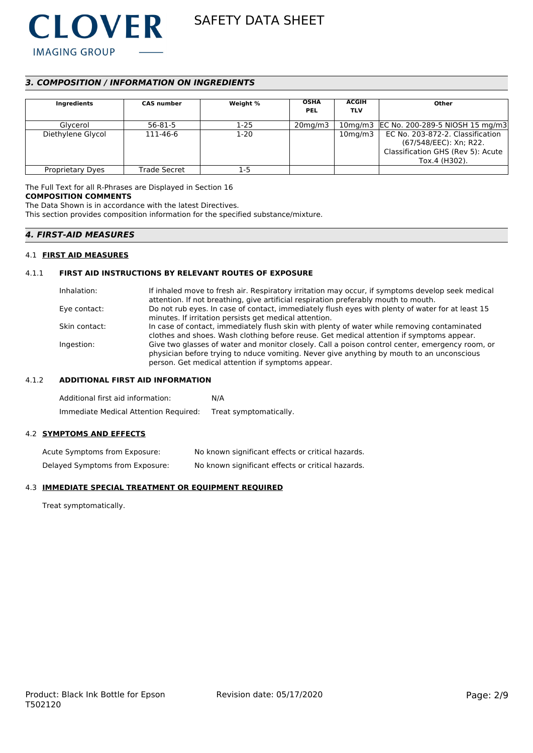## *3. COMPOSITION / INFORMATION ON INGREDIENTS*

| Ingredients | CAS number | Weight % | OSHA PEL | ACGIH TLV | Other |
|---|---|---|---|---|---|
| Glycerol | 56-81-5 | 1-25 | 20mg/m3 | 10mg/m3 | EC No. 200-289-5 NIOSH 15 mg/m3 |
| Diethylene Glycol | 111-46-6 | 1-20 | | 10mg/m3 | EC No. 203-872-2. Classification (67/548/EEC): Xn; R22. Classification GHS (Rev 5): Acute Tox.4 (H302). |
| Proprietary Dyes | Trade Secret | 1-5 | | | |

The Full Text for all R-Phrases are Displayed in Section 16

**COMPOSITION COMMENTS**

The Data Shown is in accordance with the latest Directives.

This section provides composition information for the specified substance/mixture.

## *4. FIRST-AID MEASURES*

### 4.1 FIRST AID MEASURES

#### 4.1.1 FIRST AID INSTRUCTIONS BY RELEVANT ROUTES OF EXPOSURE

Inhalation: If inhaled move to fresh air. Respiratory irritation may occur, if symptoms develop seek medical attention. If not breathing, give artificial respiration preferably mouth to mouth.

Eye contact: Do not rub eyes. In case of contact, immediately flush eyes with plenty of water for at least 15 minutes. If irritation persists get medical attention.

Skin contact: In case of contact, immediately flush skin with plenty of water while removing contaminated clothes and shoes. Wash clothing before reuse. Get medical attention if symptoms appear.

Ingestion: Give two glasses of water and monitor closely. Call a poison control center, emergency room, or physician before trying to nduce vomiting. Never give anything by mouth to an unconscious person. Get medical attention if symptoms appear.

#### 4.1.2 ADDITIONAL FIRST AID INFORMATION

Additional first aid information: N/A

Immediate Medical Attention Required: Treat symptomatically.

### 4.2 SYMPTOMS AND EFFECTS

Acute Symptoms from Exposure: No known significant effects or critical hazards.

Delayed Symptoms from Exposure: No known significant effects or critical hazards.

### 4.3 IMMEDIATE SPECIAL TREATMENT OR EQUIPMENT REQUIRED

Treat symptomatically.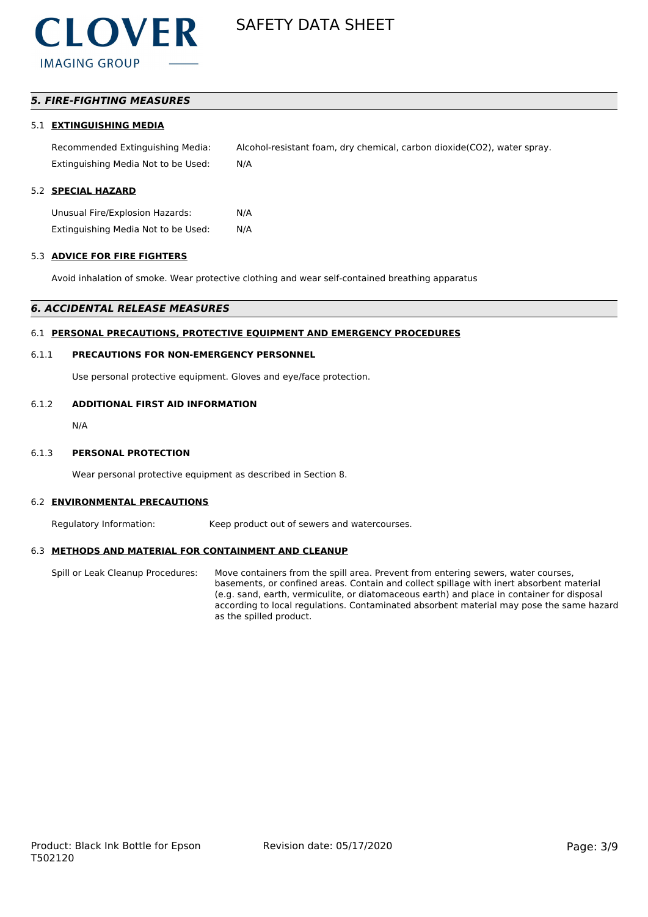## *5. FIRE-FIGHTING MEASURES*

### 5.1 EXTINGUISHING MEDIA

| | |
|---|---|
| Recommended Extinguishing Media: | Alcohol-resistant foam, dry chemical, carbon dioxide(CO2), water spray. |
| Extinguishing Media Not to be Used: | N/A |

### 5.2 SPECIAL HAZARD

| | |
|---|---|
| Unusual Fire/Explosion Hazards: | N/A |
| Extinguishing Media Not to be Used: | N/A |

### 5.3 ADVICE FOR FIRE FIGHTERS

Avoid inhalation of smoke. Wear protective clothing and wear self-contained breathing apparatus

## *6. ACCIDENTAL RELEASE MEASURES*

### 6.1 PERSONAL PRECAUTIONS, PROTECTIVE EQUIPMENT AND EMERGENCY PROCEDURES

#### 6.1.1 PRECAUTIONS FOR NON-EMERGENCY PERSONNEL

Use personal protective equipment. Gloves and eye/face protection.

#### 6.1.2 ADDITIONAL FIRST AID INFORMATION

N/A

#### 6.1.3 PERSONAL PROTECTION

Wear personal protective equipment as described in Section 8.

### 6.2 ENVIRONMENTAL PRECAUTIONS

| | |
|---|---|
| Regulatory Information: | Keep product out of sewers and watercourses. |

### 6.3 METHODS AND MATERIAL FOR CONTAINMENT AND CLEANUP

| | |
|---|---|
| Spill or Leak Cleanup Procedures: | Move containers from the spill area. Prevent from entering sewers, water courses, basements, or confined areas. Contain and collect spillage with inert absorbent material (e.g. sand, earth, vermiculite, or diatomaceous earth) and place in container for disposal according to local regulations. Contaminated absorbent material may pose the same hazard as the spilled product. |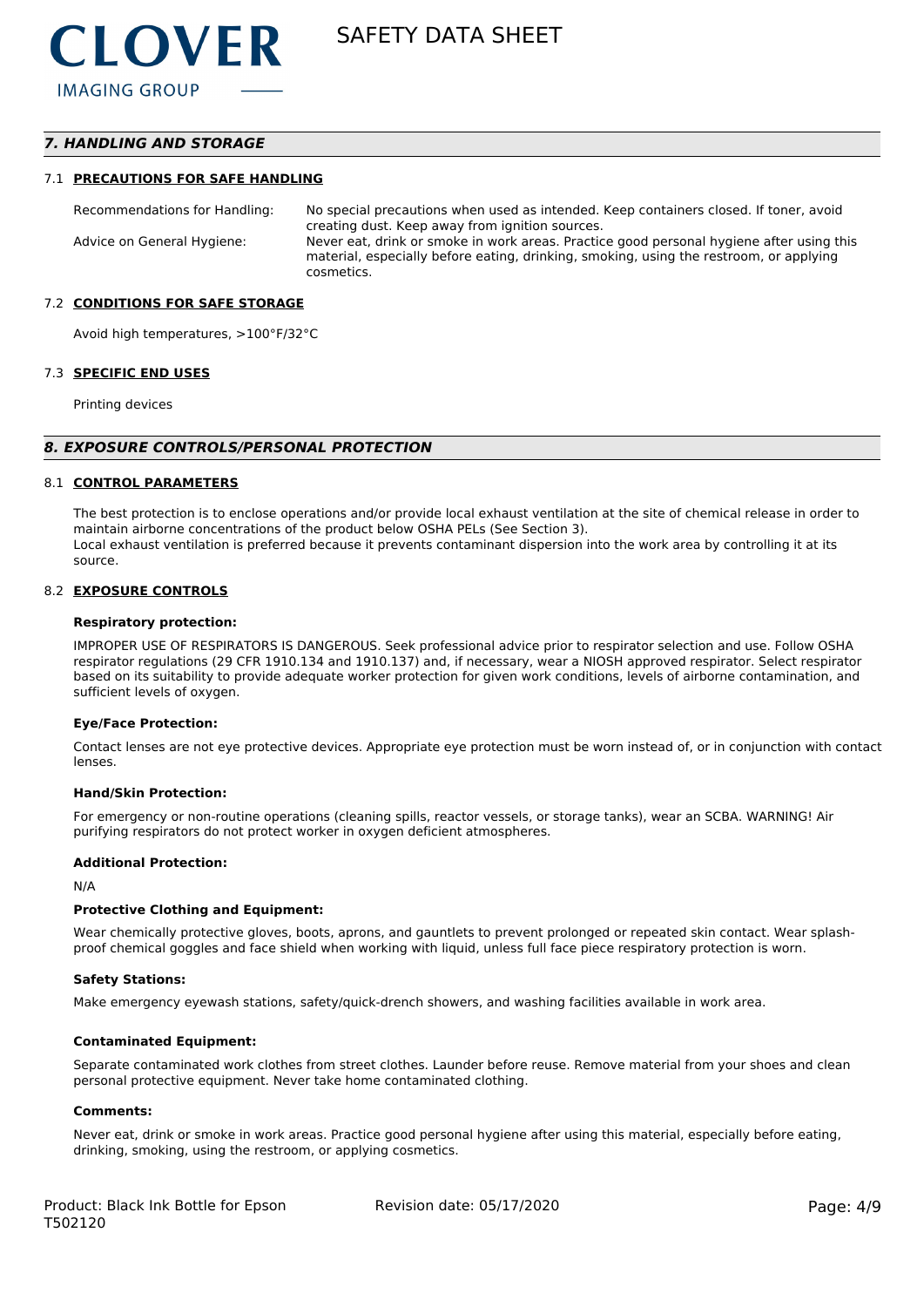## 7. HANDLING AND STORAGE

### 7.1 PRECAUTIONS FOR SAFE HANDLING

| | |
|---|---|
| Recommendations for Handling: | No special precautions when used as intended. Keep containers closed. If toner, avoid creating dust. Keep away from ignition sources. |
| Advice on General Hygiene: | Never eat, drink or smoke in work areas. Practice good personal hygiene after using this material, especially before eating, drinking, smoking, using the restroom, or applying cosmetics. |

### 7.2 CONDITIONS FOR SAFE STORAGE

Avoid high temperatures, >100°F/32°C

### 7.3 SPECIFIC END USES

Printing devices

## 8. EXPOSURE CONTROLS/PERSONAL PROTECTION

### 8.1 CONTROL PARAMETERS

The best protection is to enclose operations and/or provide local exhaust ventilation at the site of chemical release in order to maintain airborne concentrations of the product below OSHA PELs (See Section 3).
Local exhaust ventilation is preferred because it prevents contaminant dispersion into the work area by controlling it at its source.

### 8.2 EXPOSURE CONTROLS

**Respiratory protection:**

IMPROPER USE OF RESPIRATORS IS DANGEROUS. Seek professional advice prior to respirator selection and use. Follow OSHA respirator regulations (29 CFR 1910.134 and 1910.137) and, if necessary, wear a NIOSH approved respirator. Select respirator based on its suitability to provide adequate worker protection for given work conditions, levels of airborne contamination, and sufficient levels of oxygen.

**Eye/Face Protection:**

Contact lenses are not eye protective devices. Appropriate eye protection must be worn instead of, or in conjunction with contact lenses.

**Hand/Skin Protection:**

For emergency or non-routine operations (cleaning spills, reactor vessels, or storage tanks), wear an SCBA. WARNING! Air purifying respirators do not protect worker in oxygen deficient atmospheres.

**Additional Protection:**

N/A

**Protective Clothing and Equipment:**

Wear chemically protective gloves, boots, aprons, and gauntlets to prevent prolonged or repeated skin contact. Wear splash-proof chemical goggles and face shield when working with liquid, unless full face piece respiratory protection is worn.

**Safety Stations:**

Make emergency eyewash stations, safety/quick-drench showers, and washing facilities available in work area.

**Contaminated Equipment:**

Separate contaminated work clothes from street clothes. Launder before reuse. Remove material from your shoes and clean personal protective equipment. Never take home contaminated clothing.

**Comments:**

Never eat, drink or smoke in work areas. Practice good personal hygiene after using this material, especially before eating, drinking, smoking, using the restroom, or applying cosmetics.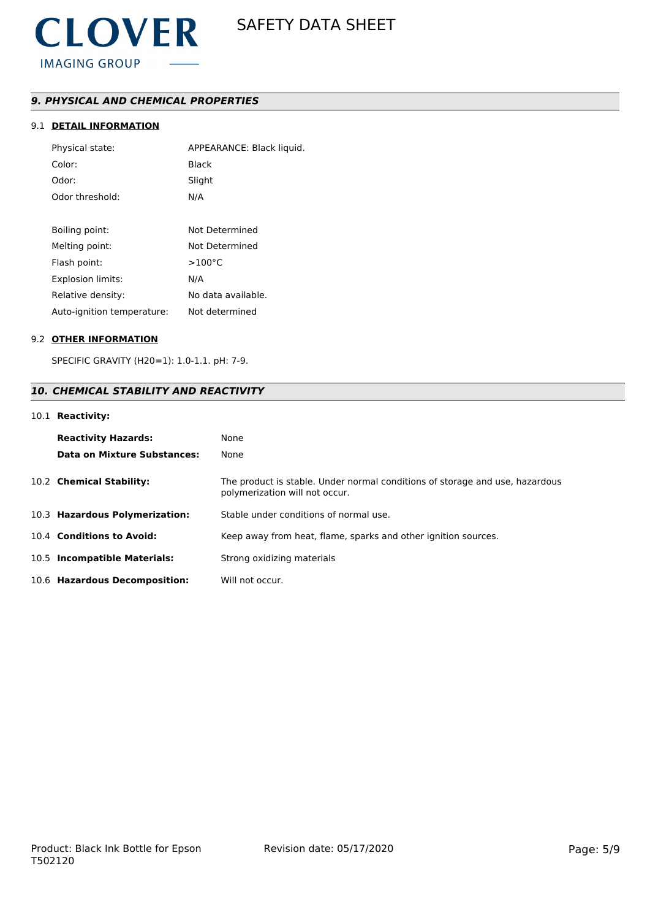## *9. PHYSICAL AND CHEMICAL PROPERTIES*

### 9.1 DETAIL INFORMATION

| | |
|---|---|
| Physical state: | APPEARANCE: Black liquid. |
| Color: | Black |
| Odor: | Slight |
| Odor threshold: | N/A |
| Boiling point: | Not Determined |
| Melting point: | Not Determined |
| Flash point: | >100°C |
| Explosion limits: | N/A |
| Relative density: | No data available. |
| Auto-ignition temperature: | Not determined |

### 9.2 OTHER INFORMATION

SPECIFIC GRAVITY (H20=1): 1.0-1.1. pH: 7-9.

## *10. CHEMICAL STABILITY AND REACTIVITY*

10.1 **Reactivity:**

| | |
|---|---|
| **Reactivity Hazards:** | None |
| **Data on Mixture Substances:** | None |

| | |
|---|---|
| 10.2 **Chemical Stability:** | The product is stable. Under normal conditions of storage and use, hazardous polymerization will not occur. |
| 10.3 **Hazardous Polymerization:** | Stable under conditions of normal use. |
| 10.4 **Conditions to Avoid:** | Keep away from heat, flame, sparks and other ignition sources. |
| 10.5 **Incompatible Materials:** | Strong oxidizing materials |
| 10.6 **Hazardous Decomposition:** | Will not occur. |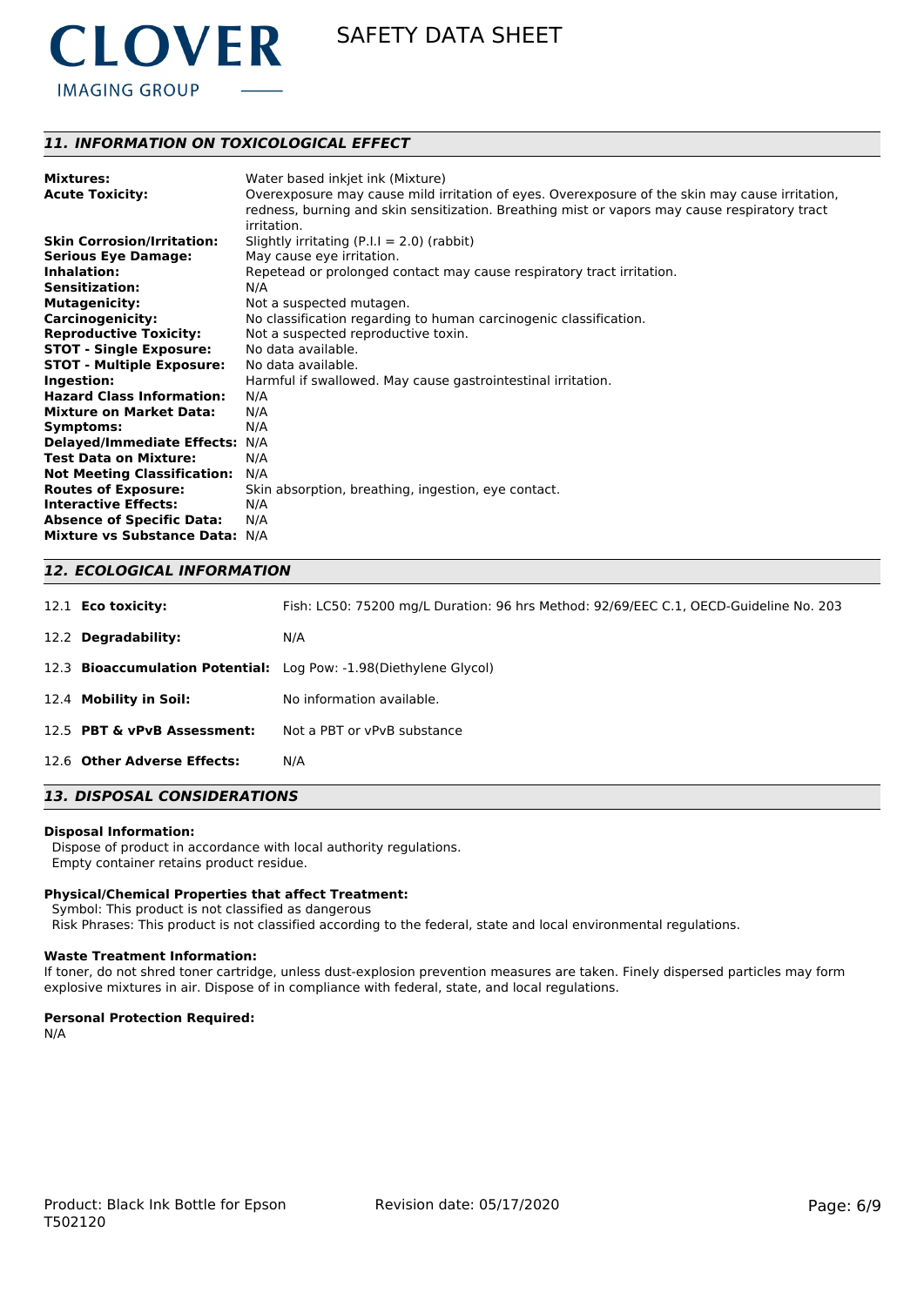## 11. INFORMATION ON TOXICOLOGICAL EFFECT

| | |
|---|---|
| **Mixtures:** | Water based inkjet ink (Mixture) |
| **Acute Toxicity:** | Overexposure may cause mild irritation of eyes. Overexposure of the skin may cause irritation, redness, burning and skin sensitization. Breathing mist or vapors may cause respiratory tract irritation. |
| **Skin Corrosion/Irritation:** | Slightly irritating (P.I.I = 2.0) (rabbit) |
| **Serious Eye Damage:** | May cause eye irritation. |
| **Inhalation:** | Repetead or prolonged contact may cause respiratory tract irritation. |
| **Sensitization:** | N/A |
| **Mutagenicity:** | Not a suspected mutagen. |
| **Carcinogenicity:** | No classification regarding to human carcinogenic classification. |
| **Reproductive Toxicity:** | Not a suspected reproductive toxin. |
| **STOT - Single Exposure:** | No data available. |
| **STOT - Multiple Exposure:** | No data available. |
| **Ingestion:** | Harmful if swallowed. May cause gastrointestinal irritation. |
| **Hazard Class Information:** | N/A |
| **Mixture on Market Data:** | N/A |
| **Symptoms:** | N/A |
| **Delayed/Immediate Effects:** | N/A |
| **Test Data on Mixture:** | N/A |
| **Not Meeting Classification:** | N/A |
| **Routes of Exposure:** | Skin absorption, breathing, ingestion, eye contact. |
| **Interactive Effects:** | N/A |
| **Absence of Specific Data:** | N/A |
| **Mixture vs Substance Data:** | N/A |

## 12. ECOLOGICAL INFORMATION

| | |
|---|---|
| 12.1 **Eco toxicity:** | Fish: LC50: 75200 mg/L Duration: 96 hrs Method: 92/69/EEC C.1, OECD-Guideline No. 203 |
| 12.2 **Degradability:** | N/A |
| 12.3 **Bioaccumulation Potential:** | Log Pow: -1.98(Diethylene Glycol) |
| 12.4 **Mobility in Soil:** | No information available. |
| 12.5 **PBT & vPvB Assessment:** | Not a PBT or vPvB substance |
| 12.6 **Other Adverse Effects:** | N/A |

## 13. DISPOSAL CONSIDERATIONS

**Disposal Information:**

Dispose of product in accordance with local authority regulations.
Empty container retains product residue.

**Physical/Chemical Properties that affect Treatment:**

Symbol: This product is not classified as dangerous
Risk Phrases: This product is not classified according to the federal, state and local environmental regulations.

**Waste Treatment Information:**

If toner, do not shred toner cartridge, unless dust-explosion prevention measures are taken. Finely dispersed particles may form explosive mixtures in air. Dispose of in compliance with federal, state, and local regulations.

**Personal Protection Required:**

N/A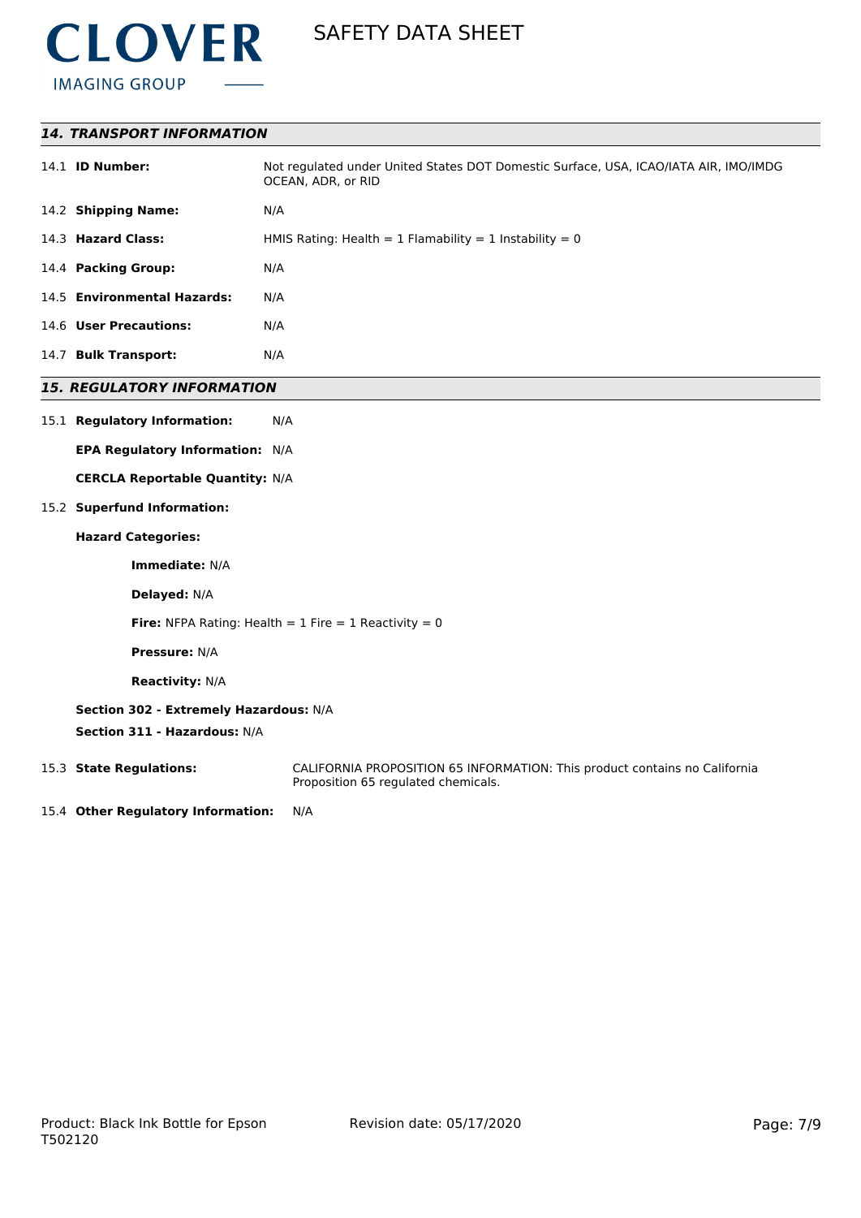## 14. TRANSPORT INFORMATION

14.1 **ID Number:** Not regulated under United States DOT Domestic Surface, USA, ICAO/IATA AIR, IMO/IMDG OCEAN, ADR, or RID

14.2 **Shipping Name:** N/A

14.3 **Hazard Class:** HMIS Rating: Health = 1 Flamability = 1 Instability = 0

14.4 **Packing Group:** N/A

14.5 **Environmental Hazards:** N/A

14.6 **User Precautions:** N/A

14.7 **Bulk Transport:** N/A

## 15. REGULATORY INFORMATION

15.1 **Regulatory Information:** N/A

**EPA Regulatory Information:** N/A

**CERCLA Reportable Quantity:** N/A

15.2 **Superfund Information:**

**Hazard Categories:**

**Immediate:** N/A

**Delayed:** N/A

**Fire:** NFPA Rating: Health = 1 Fire = 1 Reactivity = 0

**Pressure:** N/A

**Reactivity:** N/A

**Section 302 - Extremely Hazardous:** N/A

**Section 311 - Hazardous:** N/A

15.3 **State Regulations:** CALIFORNIA PROPOSITION 65 INFORMATION: This product contains no California Proposition 65 regulated chemicals.

15.4 **Other Regulatory Information:** N/A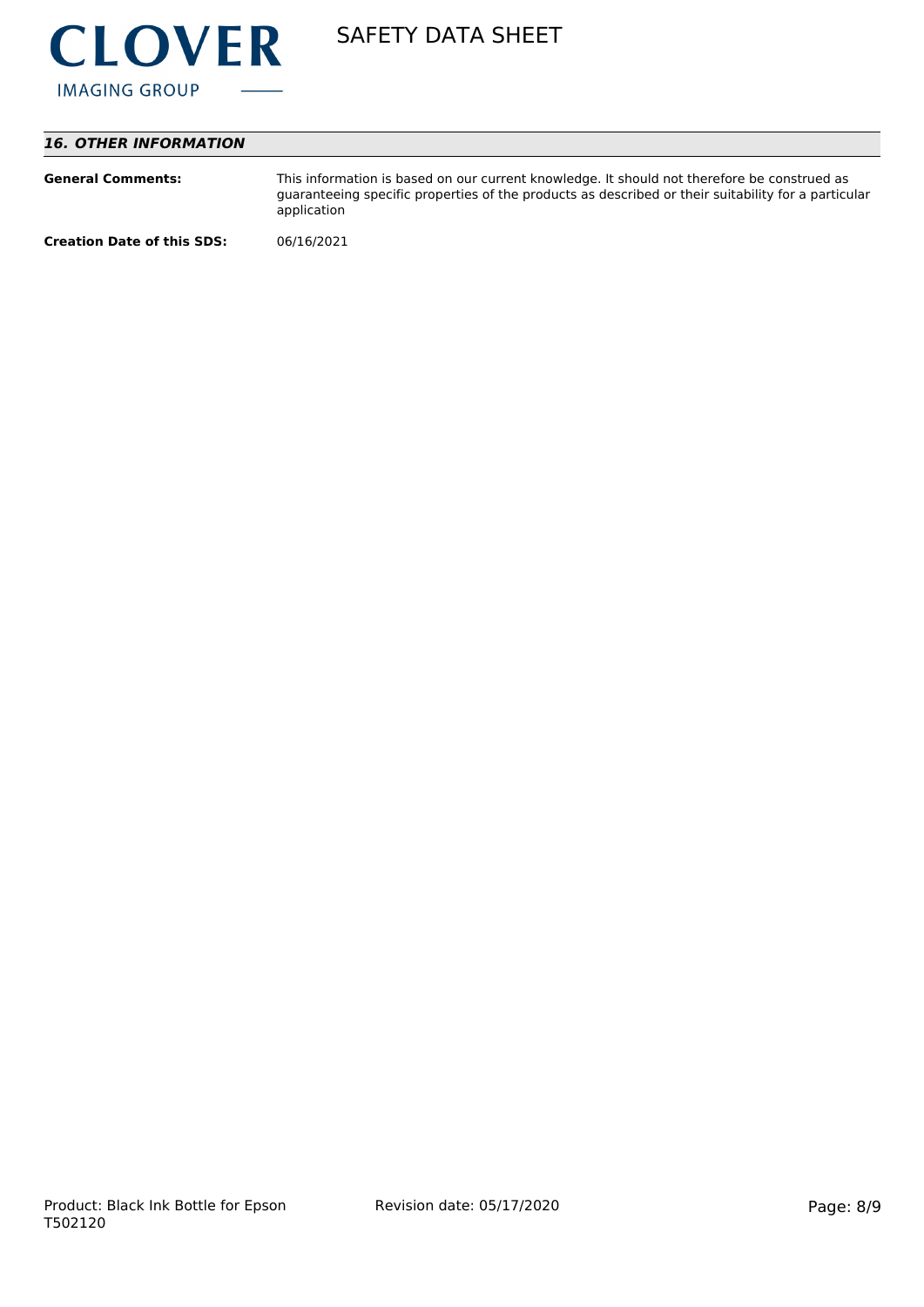## 16. OTHER INFORMATION

**General Comments:** This information is based on our current knowledge. It should not therefore be construed as guaranteeing specific properties of the products as described or their suitability for a particular application

**Creation Date of this SDS:** 06/16/2021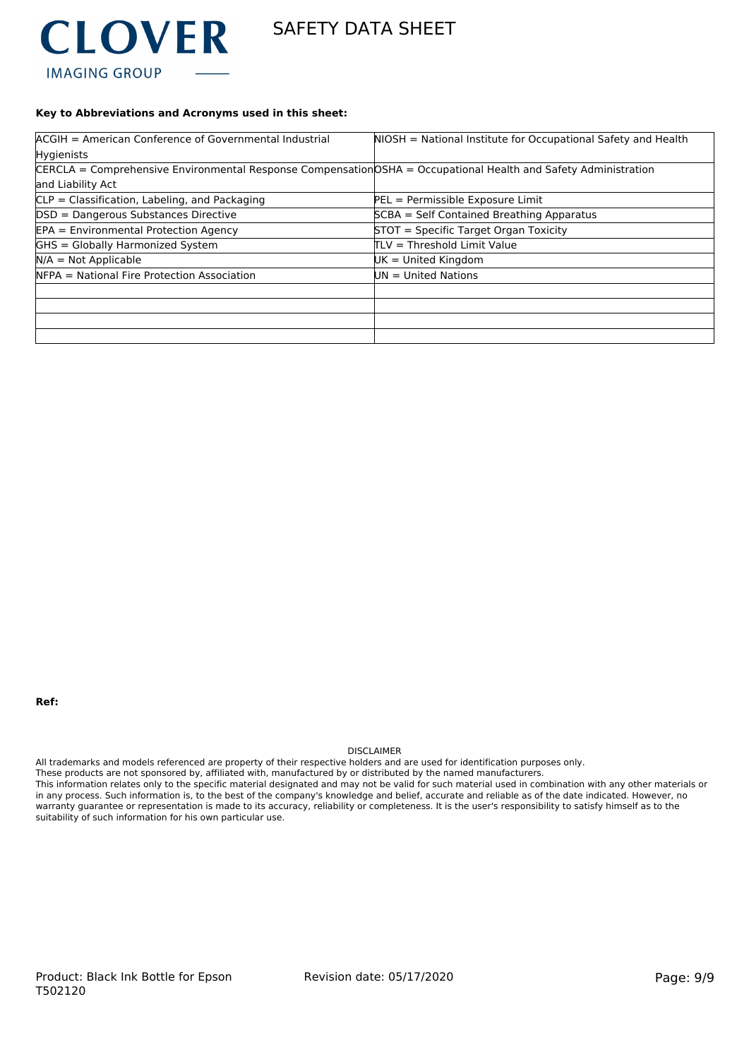**Key to Abbreviations and Acronyms used in this sheet:**

| | |
|---|---|
| ACGIH = American Conference of Governmental Industrial Hygienists | NIOSH = National Institute for Occupational Safety and Health |
| CERCLA = Comprehensive Environmental Response Compensation and Liability Act | OSHA = Occupational Health and Safety Administration |
| CLP = Classification, Labeling, and Packaging | PEL = Permissible Exposure Limit |
| DSD = Dangerous Substances Directive | SCBA = Self Contained Breathing Apparatus |
| EPA = Environmental Protection Agency | STOT = Specific Target Organ Toxicity |
| GHS = Globally Harmonized System | TLV = Threshold Limit Value |
| N/A = Not Applicable | UK = United Kingdom |
| NFPA = National Fire Protection Association | UN = United Nations |
| | |
| | |
| | |
| | |

**Ref:**

DISCLAIMER

All trademarks and models referenced are property of their respective holders and are used for identification purposes only.
These products are not sponsored by, affiliated with, manufactured by or distributed by the named manufacturers.
This information relates only to the specific material designated and may not be valid for such material used in combination with any other materials or in any process. Such information is, to the best of the company's knowledge and belief, accurate and reliable as of the date indicated. However, no warranty guarantee or representation is made to its accuracy, reliability or completeness. It is the user's responsibility to satisfy himself as to the suitability of such information for his own particular use.